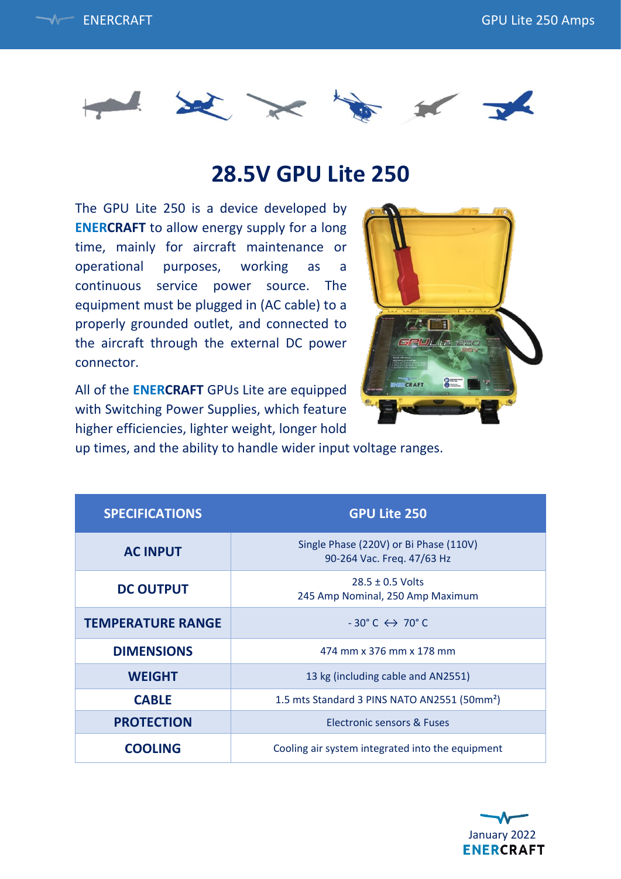# 28.5V GPU Lite 250

The GPU Lite 250 is a device developed by **ENERCRAFT** to allow energy supply for a long time, mainly for aircraft maintenance or operational purposes, working as a continuous service power source. The equipment must be plugged in (AC cable) to a properly grounded outlet, and connected to the aircraft through the external DC power connector.

All of the **ENERCRAFT** GPUs Lite are equipped with Switching Power Supplies, which feature higher efficiencies, lighter weight, longer hold up times, and the ability to handle wider input voltage ranges.

| SPECIFICATIONS | GPU Lite 250 |
|---|---|
| **AC INPUT** | Single Phase (220V) or Bi Phase (110V)<br>90-264 Vac. Freq. 47/63 Hz |
| **DC OUTPUT** | 28.5 ± 0.5 Volts<br>245 Amp Nominal, 250 Amp Maximum |
| **TEMPERATURE RANGE** | - 30° C ↔ 70° C |
| **DIMENSIONS** | 474 mm x 376 mm x 178 mm |
| **WEIGHT** | 13 kg (including cable and AN2551) |
| **CABLE** | 1.5 mts Standard 3 PINS NATO AN2551 (50mm²) |
| **PROTECTION** | Electronic sensors & Fuses |
| **COOLING** | Cooling air system integrated into the equipment |

January 2022
ENERCRAFT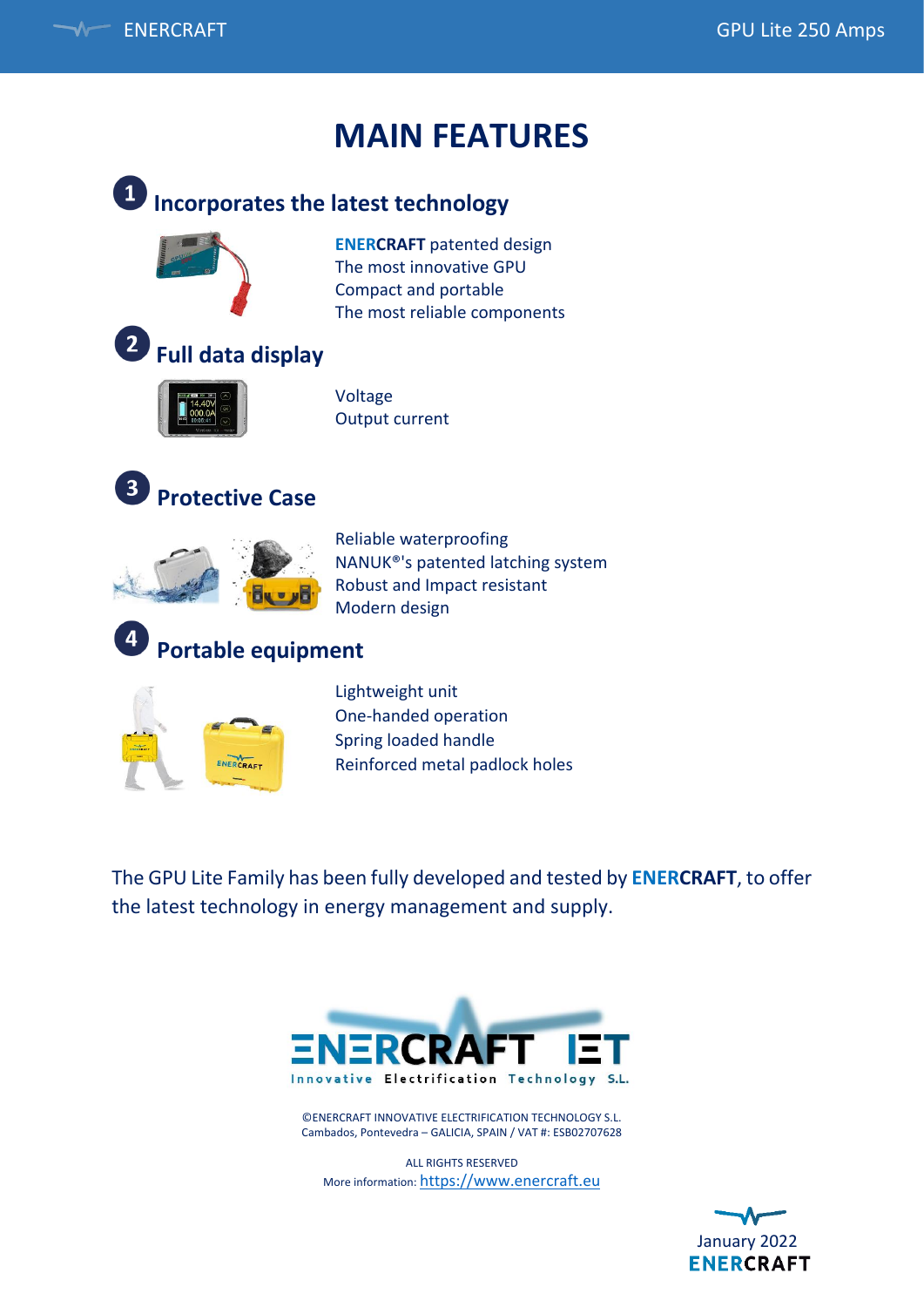# MAIN FEATURES

## 1 Incorporates the latest technology

- **ENERCRAFT** patented design
- The most innovative GPU
- Compact and portable
- The most reliable components

## 2 Full data display

- Voltage
- Output current

## 3 Protective Case

- Reliable waterproofing
- NANUK®'s patented latching system
- Robust and Impact resistant
- Modern design

## 4 Portable equipment

- Lightweight unit
- One-handed operation
- Spring loaded handle
- Reinforced metal padlock holes

The GPU Lite Family has been fully developed and tested by **ENERCRAFT**, to offer the latest technology in energy management and supply.

ENERCRAFT IET
Innovative Electrification Technology S.L.

©ENERCRAFT INNOVATIVE ELECTRIFICATION TECHNOLOGY S.L.
Cambados, Pontevedra – GALICIA, SPAIN / VAT #: ESB02707628

ALL RIGHTS RESERVED
More information: https://www.enercraft.eu

January 2022
ENERCRAFT